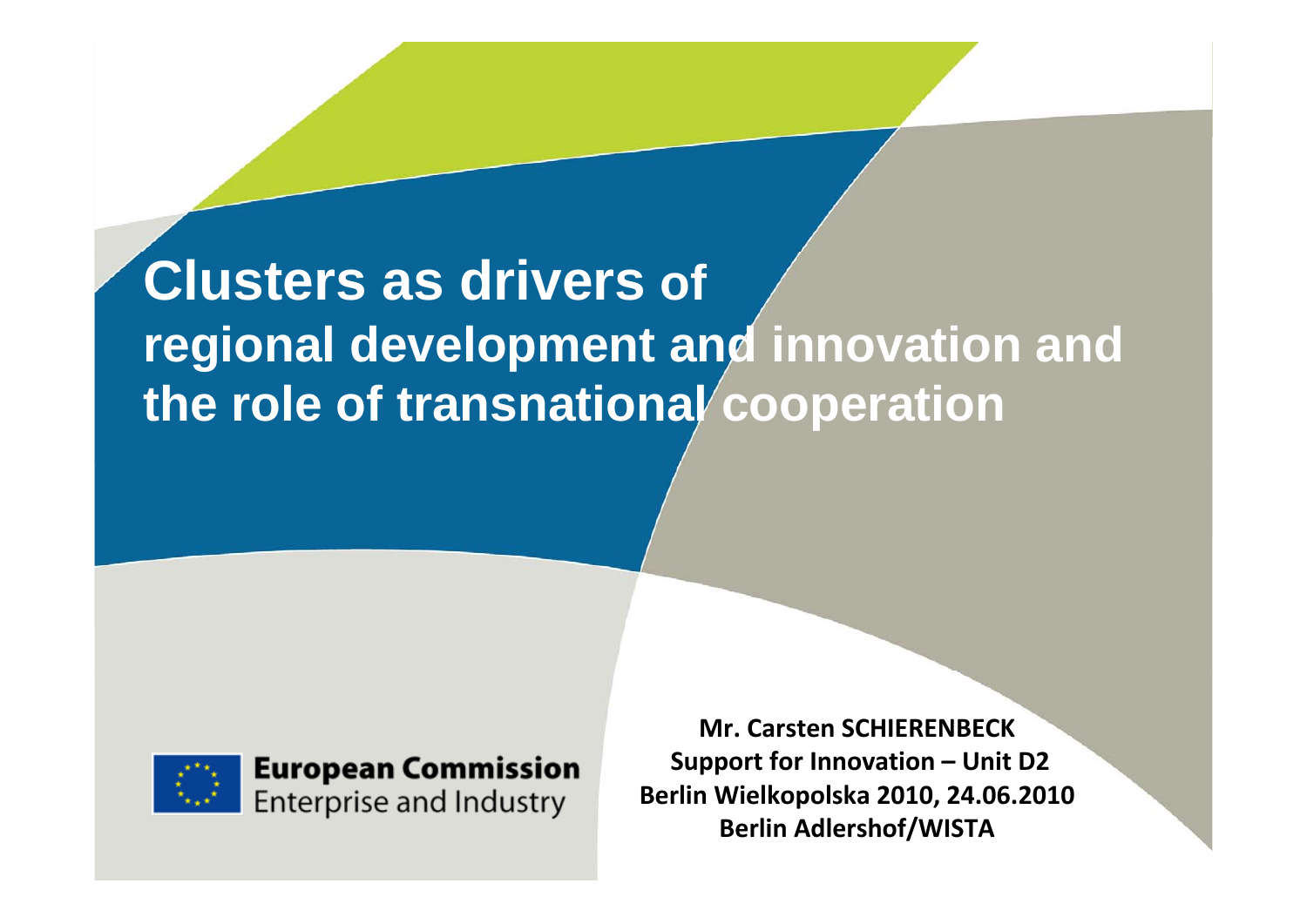# Clusters as drivers of regional development and innovation and the role of transnational cooperation

**European Commission**
Enterprise and Industry

**Mr. Carsten SCHIERENBECK**
**Support for Innovation – Unit D2**
**Berlin Wielkopolska 2010, 24.06.2010**
**Berlin Adlershof/WISTA**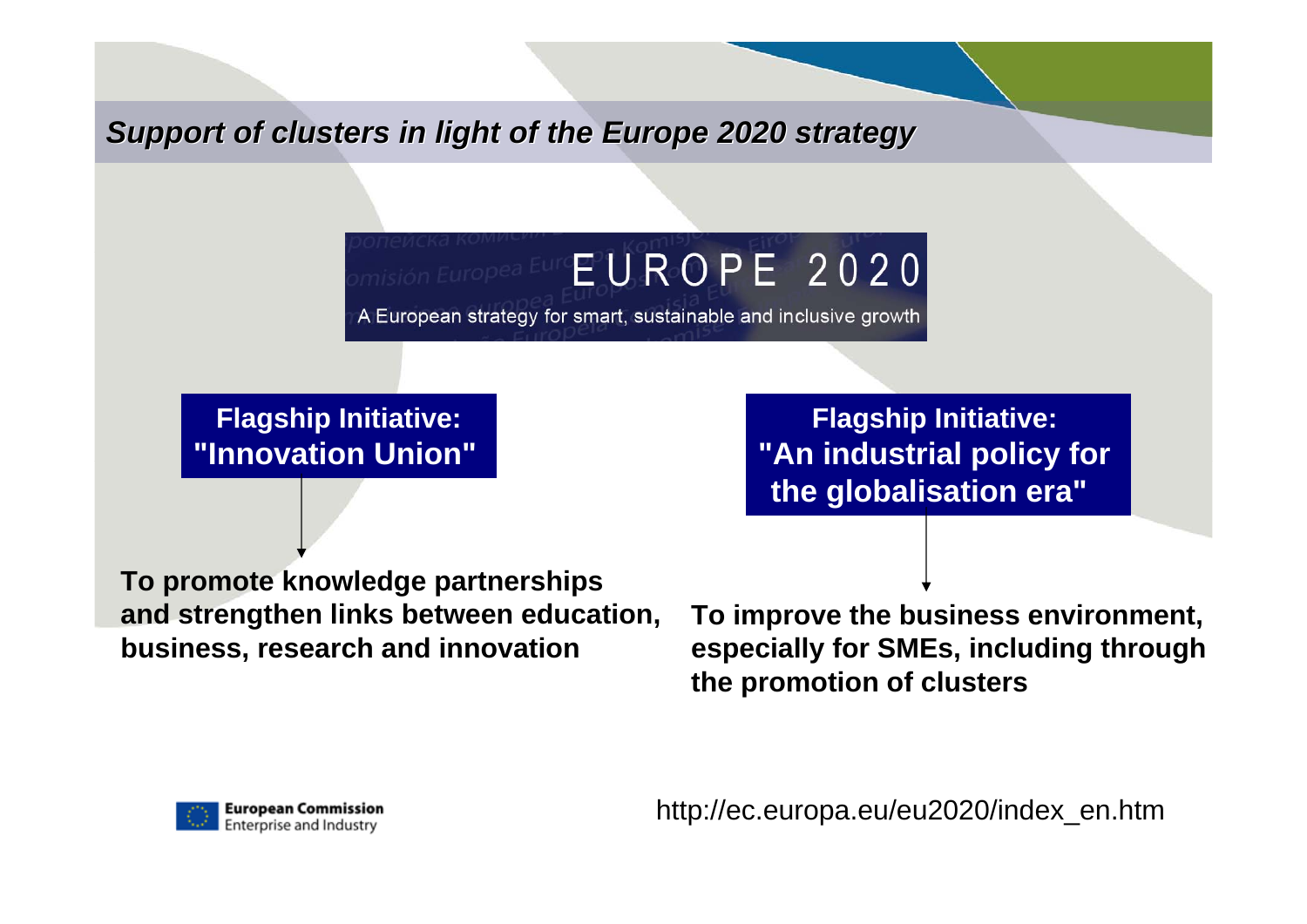## *Support of clusters in light of the Europe 2020 strategy*

**EUROPE 2020**

A European strategy for smart, sustainable and inclusive growth

**Flagship Initiative: "Innovation Union"**

**To promote knowledge partnerships and strengthen links between education, business, research and innovation**

**Flagship Initiative: "An industrial policy for the globalisation era"**

**To improve the business environment, especially for SMEs, including through the promotion of clusters**

http://ec.europa.eu/eu2020/index_en.htm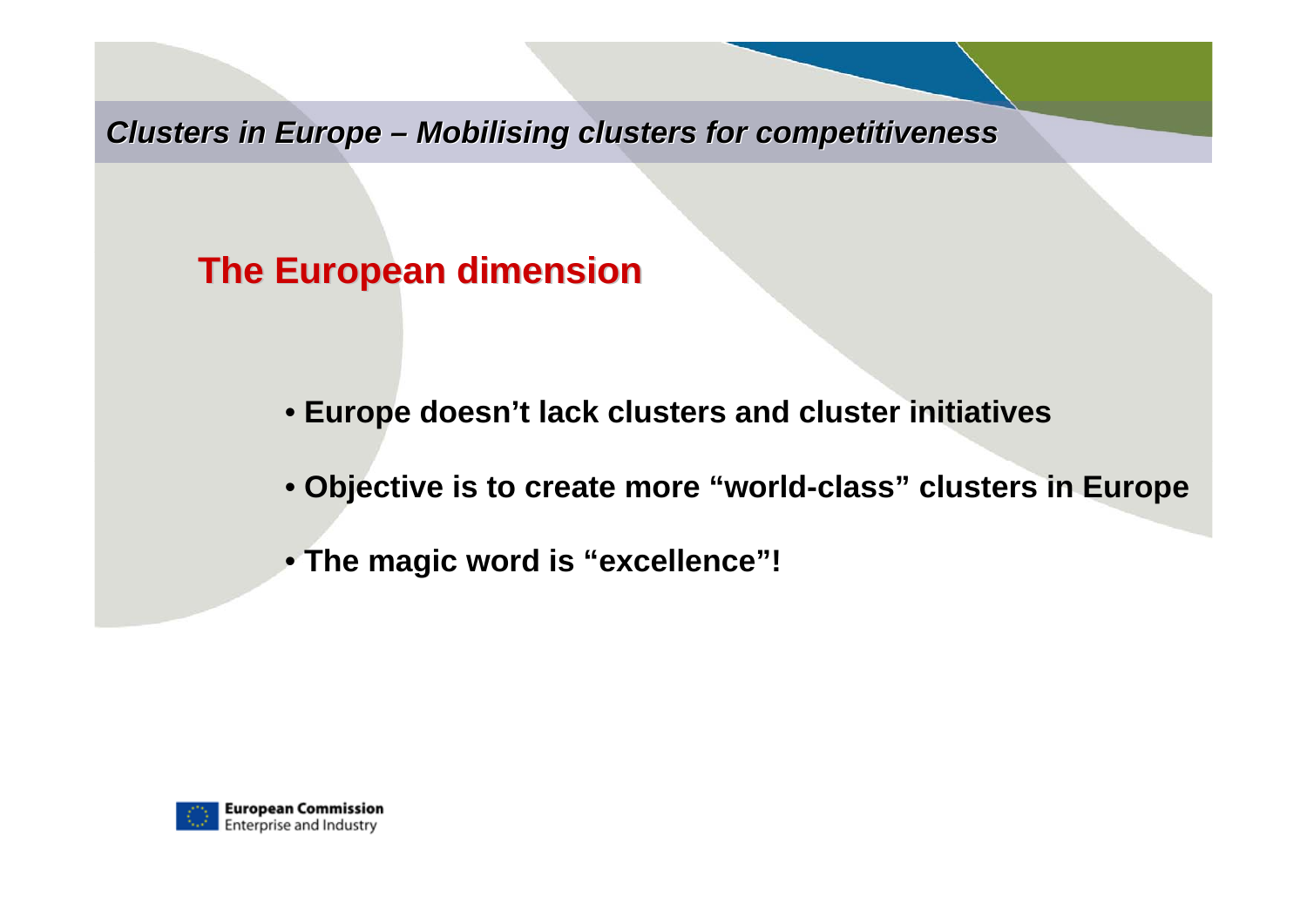## The European dimension

- **Europe doesn't lack clusters and cluster initiatives**
- **Objective is to create more "world-class" clusters in Europe**
- **The magic word is "excellence"!**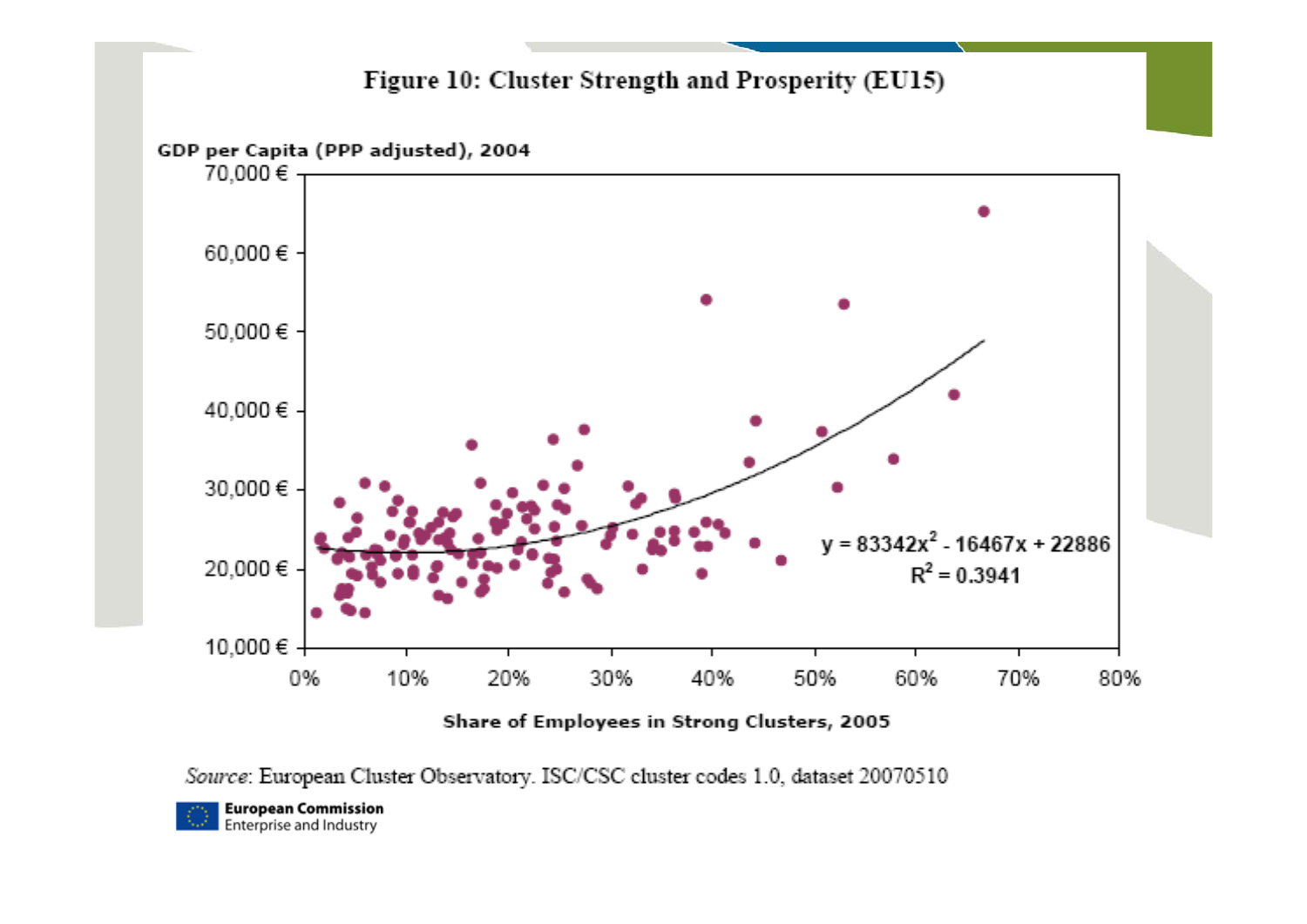# Figure 10: Cluster Strength and Prosperity (EU15)

GDP per Capita (PPP adjusted), 2004

70,000 €

60,000 €

50,000 €

40,000 €

30,000 €

20,000 €

10,000 €

0% 10% 20% 30% 40% 50% 60% 70% 80%

$y = 83342x^2 - 16467x + 22886$

$R^2 = 0.3941$

Share of Employees in Strong Clusters, 2005

*Source*: European Cluster Observatory. ISC/CSC cluster codes 1.0, dataset 20070510

**European Commission**
Enterprise and Industry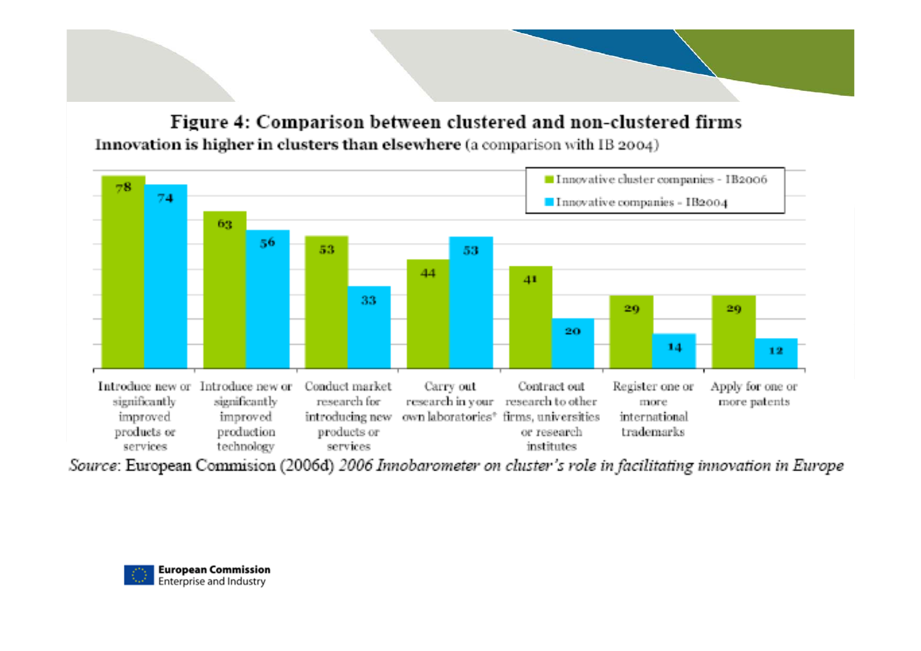## Figure 4: Comparison between clustered and non-clustered firms

**Innovation is higher in clusters than elsewhere** (a comparison with IB 2004)

| | Innovative cluster companies - IB2006 | Innovative companies - IB2004 |
|---|---|---|
| Introduce new or significantly improved products or services | 78 | 74 |
| Introduce new or significantly improved production technology | 63 | 56 |
| Conduct market research for introducing new products or services | 53 | 33 |
| Carry out research in your own laboratories* | 44 | 53 |
| Contract out research to other firms, universities or research institutes | 41 | 20 |
| Register one or more international trademarks | 29 | 14 |
| Apply for one or more patents | 29 | 12 |

*Source*: European Commision (2006d) *2006 Innobarometer on cluster's role in facilitating innovation in Europe*

**European Commission**
Enterprise and Industry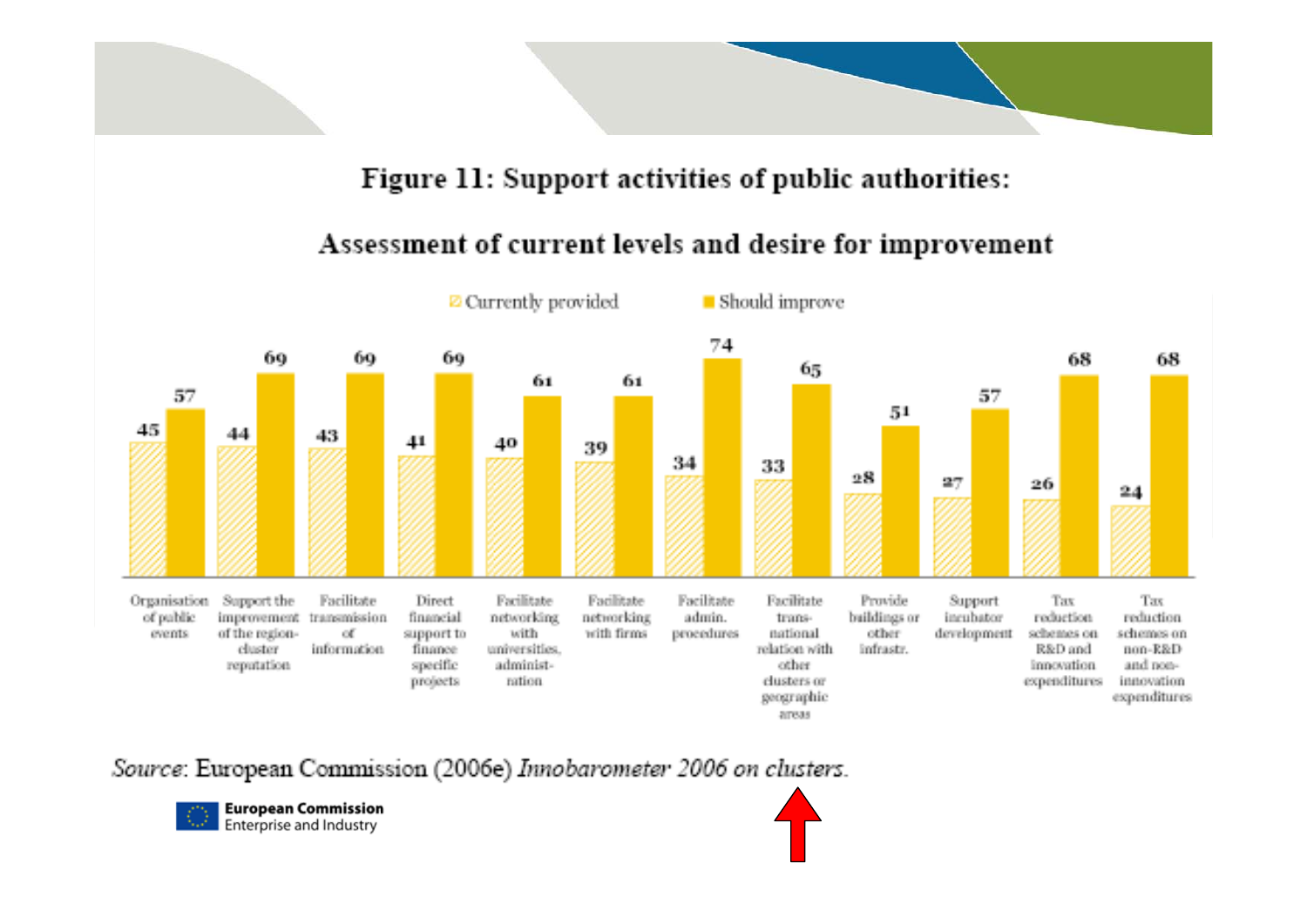# Figure 11: Support activities of public authorities:

## Assessment of current levels and desire for improvement

| Support activity | Currently provided | Should improve |
|---|---|---|
| Organisation of public events | 45 | 57 |
| Support the improvement of the region-cluster reputation | 44 | 69 |
| Facilitate transmission of information | 43 | 69 |
| Direct financial support to finance specific projects | 41 | 69 |
| Facilitate networking with universities, administration | 40 | 61 |
| Facilitate networking with firms | 39 | 61 |
| Facilitate admin. procedures | 34 | 74 |
| Facilitate trans-national relation with other clusters or geographic areas | 33 | 65 |
| Provide buildings or other infrastr. | 28 | 51 |
| Support incubator development | 27 | 57 |
| Tax reduction schemes on R&D and innovation expenditures | 26 | 68 |
| Tax reduction schemes on non-R&D and non-innovation expenditures | 24 | 68 |

*Source*: European Commission (2006e) *Innobarometer 2006 on clusters*.

**European Commission**
Enterprise and Industry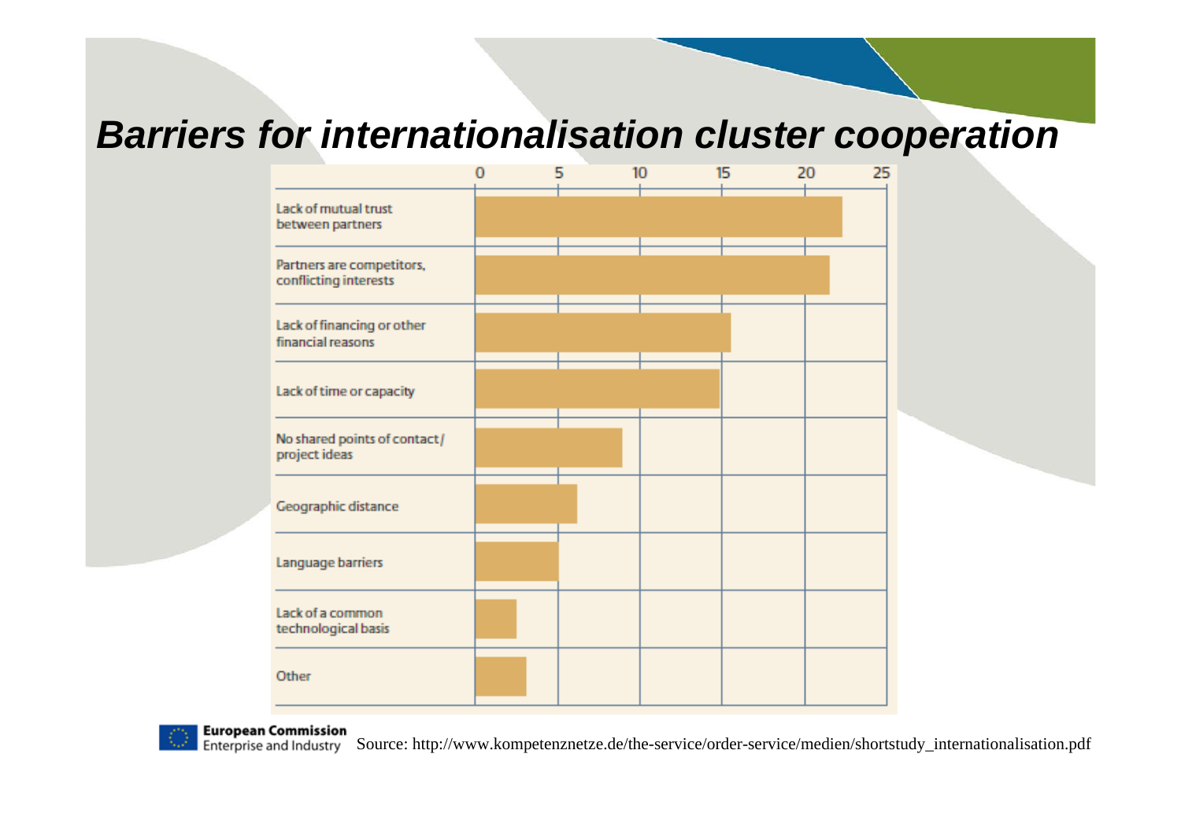# *Barriers for internationalisation cluster cooperation*

| Barrier | Value (approx.) |
| --- | --- |
| Lack of mutual trust between partners | 22.5 |
| Partners are competitors, conflicting interests | 21.5 |
| Lack of financing or other financial reasons | 15.5 |
| Lack of time or capacity | 15 |
| No shared points of contact / project ideas | 9 |
| Geographic distance | 6 |
| Language barriers | 5 |
| Lack of a common technological basis | 2.5 |
| Other | 3 |

Source: http://www.kompetenznetze.de/the-service/order-service/medien/shortstudy_internationalisation.pdf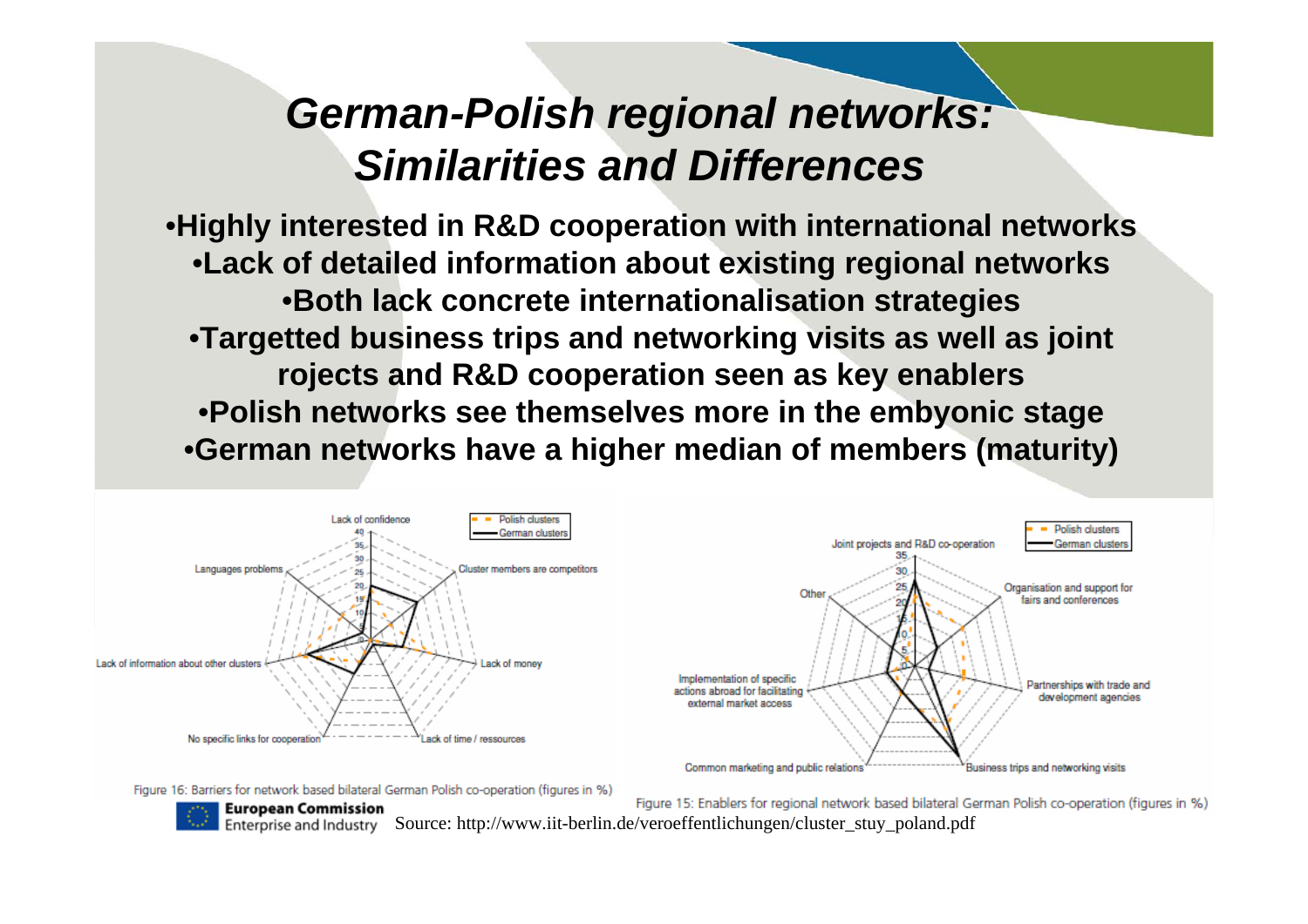# *German-Polish regional networks: Similarities and Differences*

- **Highly interested in R&D cooperation with international networks**
- **Lack of detailed information about existing regional networks**
- **Both lack concrete internationalisation strategies**
- **Targetted business trips and networking visits as well as joint rojects and R&D cooperation seen as key enablers**
- **Polish networks see themselves more in the embyonic stage**
- **German networks have a higher median of members (maturity)**

Lack of confidence, Cluster members are competitors, Lack of money, Lack of time / ressources, No specific links for cooperation, Lack of information about other clusters, Languages problems

Polish clusters / German clusters

Figure 16: Barriers for network based bilateral German Polish co-operation (figures in %)

Joint projects and R&D co-operation, Organisation and support for fairs and conferences, Partnerships with trade and development agencies, Business trips and networking visits, Common marketing and public relations, Implementation of specific actions abroad for facilitating external market access, Other

Polish clusters / German clusters

Figure 15: Enablers for regional network based bilateral German Polish co-operation (figures in %)

Source: http://www.iit-berlin.de/veroeffentlichungen/cluster_stuy_poland.pdf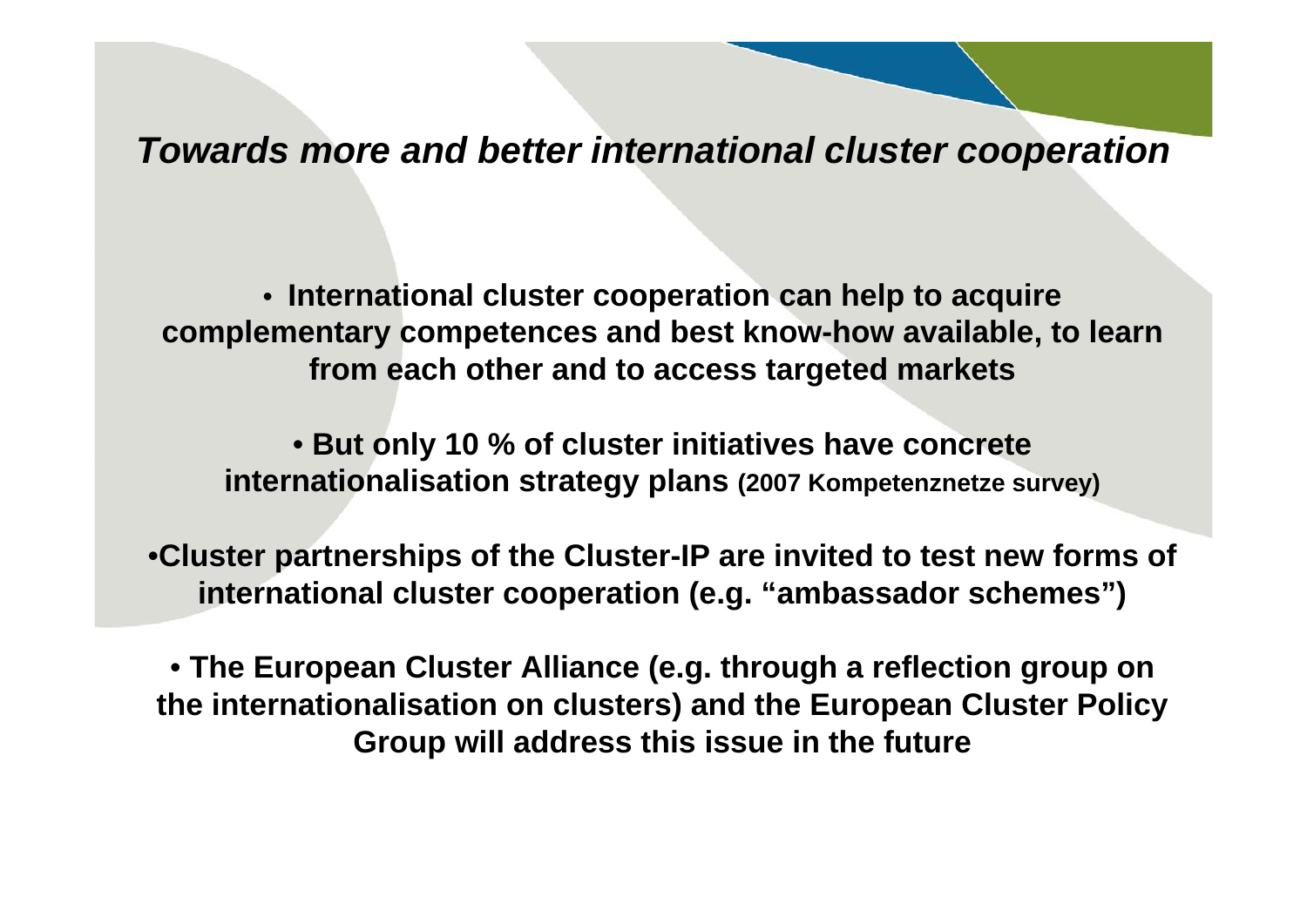## *Towards more and better international cluster cooperation*

- **International cluster cooperation can help to acquire complementary competences and best know-how available, to learn from each other and to access targeted markets**

- **But only 10 % of cluster initiatives have concrete internationalisation strategy plans (2007 Kompetenznetze survey)**

- **Cluster partnerships of the Cluster-IP are invited to test new forms of international cluster cooperation (e.g. "ambassador schemes")**

- **The European Cluster Alliance (e.g. through a reflection group on the internationalisation on clusters) and the European Cluster Policy Group will address this issue in the future**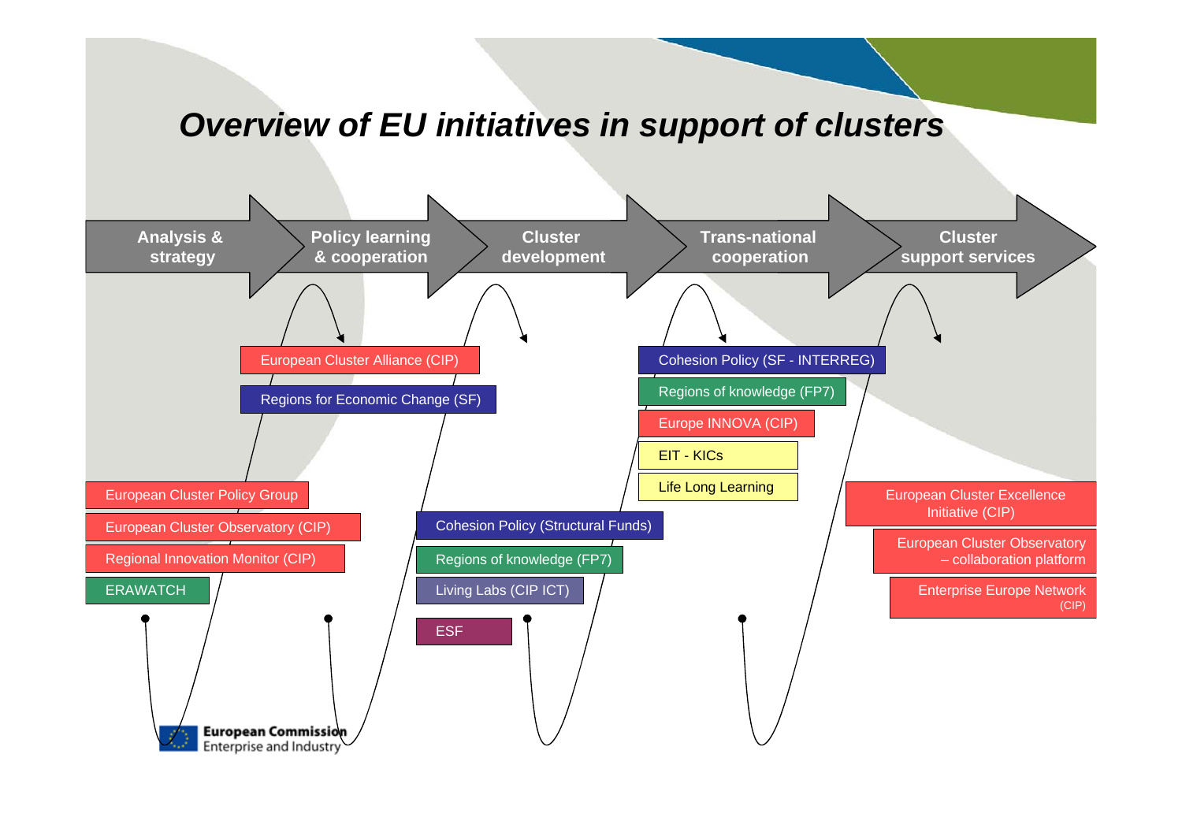# Overview of EU initiatives in support of clusters

**Analysis & strategy** → **Policy learning & cooperation** → **Cluster development** → **Trans-national cooperation** → **Cluster support services**

**Analysis & strategy**
- European Cluster Policy Group
- European Cluster Observatory (CIP)
- Regional Innovation Monitor (CIP)
- ERAWATCH

**Policy learning & cooperation**
- European Cluster Alliance (CIP)
- Regions for Economic Change (SF)

**Cluster development**
- Cohesion Policy (Structural Funds)
- Regions of knowledge (FP7)
- Living Labs (CIP ICT)
- ESF

**Trans-national cooperation**
- Cohesion Policy (SF - INTERREG)
- Regions of knowledge (FP7)
- Europe INNOVA (CIP)
- EIT - KICs
- Life Long Learning

**Cluster support services**
- European Cluster Excellence Initiative (CIP)
- European Cluster Observatory – collaboration platform
- Enterprise Europe Network (CIP)

European Commission
Enterprise and Industry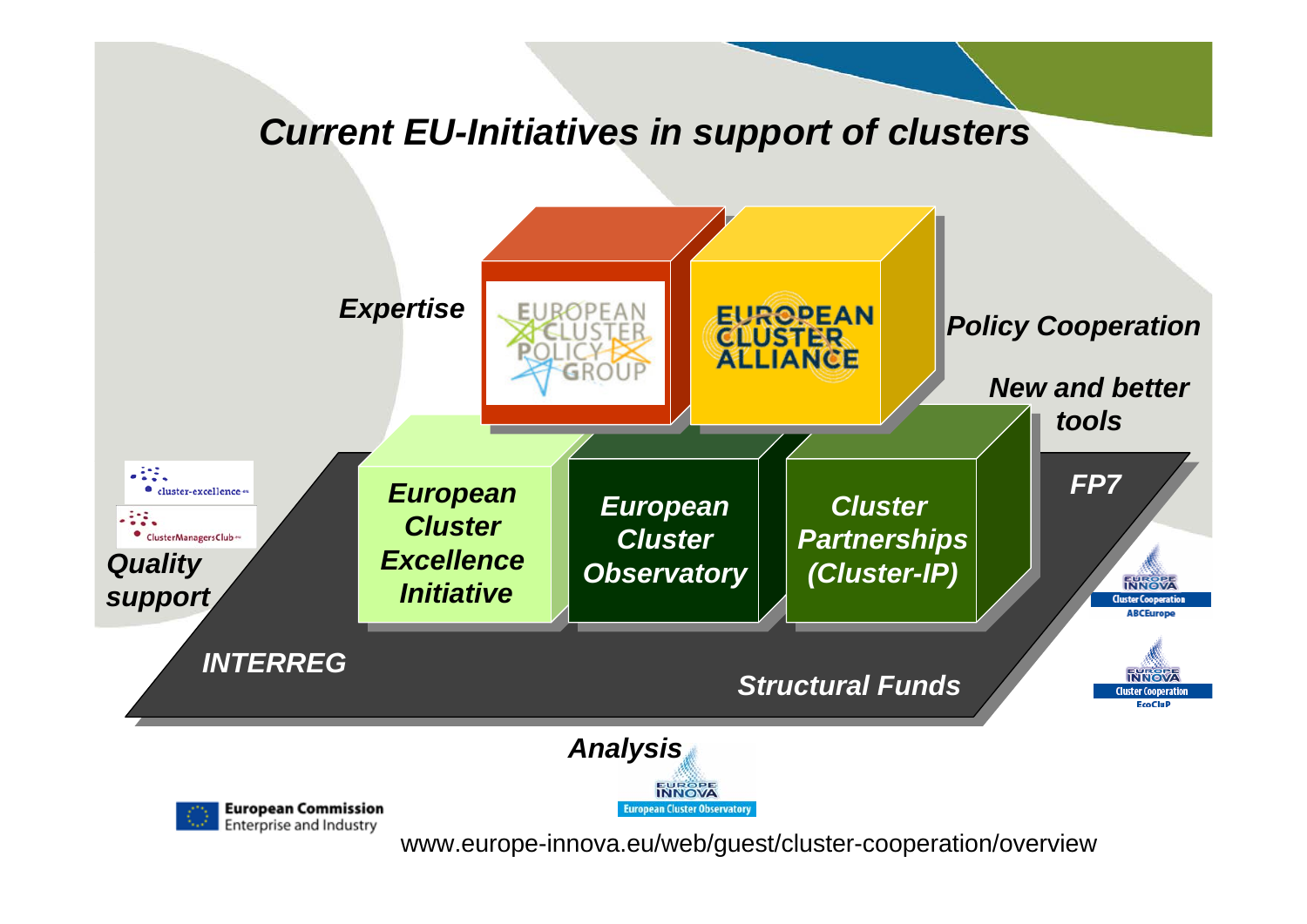# Current EU-Initiatives in support of clusters

*Expertise*

EUROPEAN CLUSTER POLICY GROUP

EUROPEAN CLUSTER ALLIANCE

*Policy Cooperation*

*New and better tools*

*FP7*

cluster-excellence.eu

ClusterManagersClub.eu

*Quality support*

*European Cluster Excellence Initiative*

*European Cluster Observatory*

*Cluster Partnerships (Cluster-IP)*

EUROPE INNOVA Cluster Cooperation ABCEurope

EUROPE INNOVA Cluster Cooperation EcoCluP

*INTERREG*

*Structural Funds*

*Analysis*

EUROPE INNOVA European Cluster Observatory

European Commission
Enterprise and Industry

www.europe-innova.eu/web/guest/cluster-cooperation/overview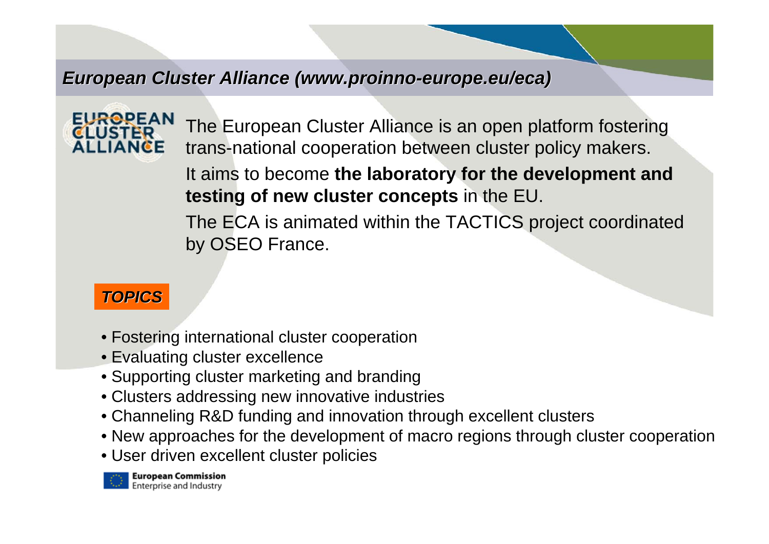## *European Cluster Alliance (www.proinno-europe.eu/eca)*

EUROPEAN CLUSTER ALLIANCE

The European Cluster Alliance is an open platform fostering trans-national cooperation between cluster policy makers.

It aims to become **the laboratory for the development and testing of new cluster concepts** in the EU.

The ECA is animated within the TACTICS project coordinated by OSEO France.

### *TOPICS*

- Fostering international cluster cooperation
- Evaluating cluster excellence
- Supporting cluster marketing and branding
- Clusters addressing new innovative industries
- Channeling R&D funding and innovation through excellent clusters
- New approaches for the development of macro regions through cluster cooperation
- User driven excellent cluster policies

European Commission
Enterprise and Industry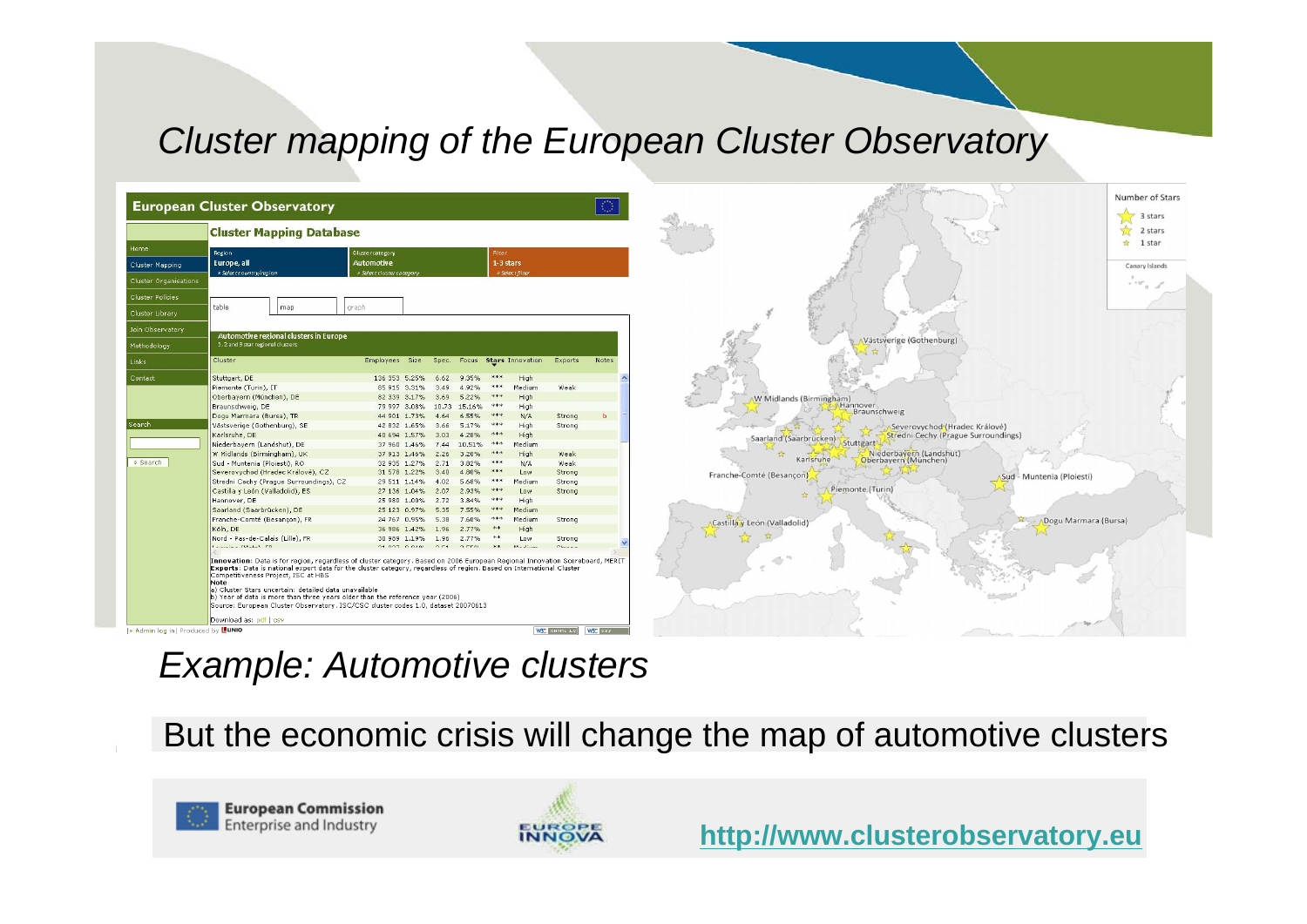# Cluster mapping of the European Cluster Observatory

**European Cluster Observatory**

**Cluster Mapping Database**

Region: Europe, all | Cluster category: Automotive | Filter: 1-3 stars

Automotive regional clusters in Europe
1, 2 and 3 star regional clusters

| Cluster | Employees | Size | Spec. | Focus | Stars | Innovation | Exports | Notes |
|---|---|---|---|---|---|---|---|---|
| Stuttgart, DE | 136 353 | 5.25% | 6.62 | 9.35% | *** | High | | |
| Piemonte (Turin), IT | 85 915 | 3.31% | 3.49 | 4.92% | *** | Medium | Weak | |
| Oberbayern (München), DE | 82 339 | 3.17% | 3.69 | 5.22% | *** | High | | |
| Braunschweig, DE | 79 997 | 3.08% | 10.73 | 15.16% | *** | High | | |
| Dogu Marmara (Bursa), TR | 44 901 | 1.73% | 4.64 | 6.55% | *** | N/A | Strong | b |
| Västsverige (Gothenburg), SE | 42 832 | 1.65% | 3.66 | 5.17% | *** | High | Strong | |
| Karlsruhe, DE | 40 694 | 1.57% | 3.03 | 4.28% | *** | High | | |
| Niederbayern (Landshut), DE | 37 960 | 1.46% | 7.44 | 10.51% | *** | Medium | | |
| W Midlands (Birmingham), UK | 37 913 | 1.46% | 2.26 | 3.20% | *** | High | Weak | |
| Sud - Muntenia (Ploiesti), RO | 32 935 | 1.27% | 2.71 | 3.82% | *** | N/A | Weak | |
| Severovychod (Hradec Králové), CZ | 31 578 | 1.22% | 3.40 | 4.80% | *** | Low | Strong | |
| Stredni Cechy (Prague Surroundings), CZ | 29 511 | 1.14% | 4.02 | 5.68% | *** | Medium | Strong | |
| Castilla y León (Valladolid), ES | 27 136 | 1.04% | 2.07 | 2.93% | *** | Low | Strong | |
| Hannover, DE | 25 980 | 1.00% | 2.72 | 3.84% | *** | High | | |
| Saarland (Saarbrücken), DE | 25 123 | 0.97% | 5.35 | 7.55% | *** | Medium | | |
| Franche-Comté (Besançon), FR | 24 767 | 0.95% | 5.38 | 7.60% | *** | Medium | Strong | |
| Köln, DE | 36 986 | 1.42% | 1.96 | 2.77% | ** | High | | |
| Nord - Pas-de-Calais (Lille), FR | 30 909 | 1.19% | 1.96 | 2.77% | ** | Low | Strong | |

**Innovation:** Data is for region, regardless of cluster category. Based on 2006 European Regional Innovation Scoreboard, MERIT
**Exports:** Data is national export data for the cluster category, regardless of region. Based on International Cluster Competitiveness Project, ISC at HBS
**Note**
a) Cluster Stars uncertain: detailed data unavailable
b) Year of data is more than three years older than the reference year (2006)
Source: European Cluster Observatory. ISC/CSC cluster codes 1.0, dataset 20070613

## Example: Automotive clusters

But the economic crisis will change the map of automotive clusters

European Commission
Enterprise and Industry

**http://www.clusterobservatory.eu**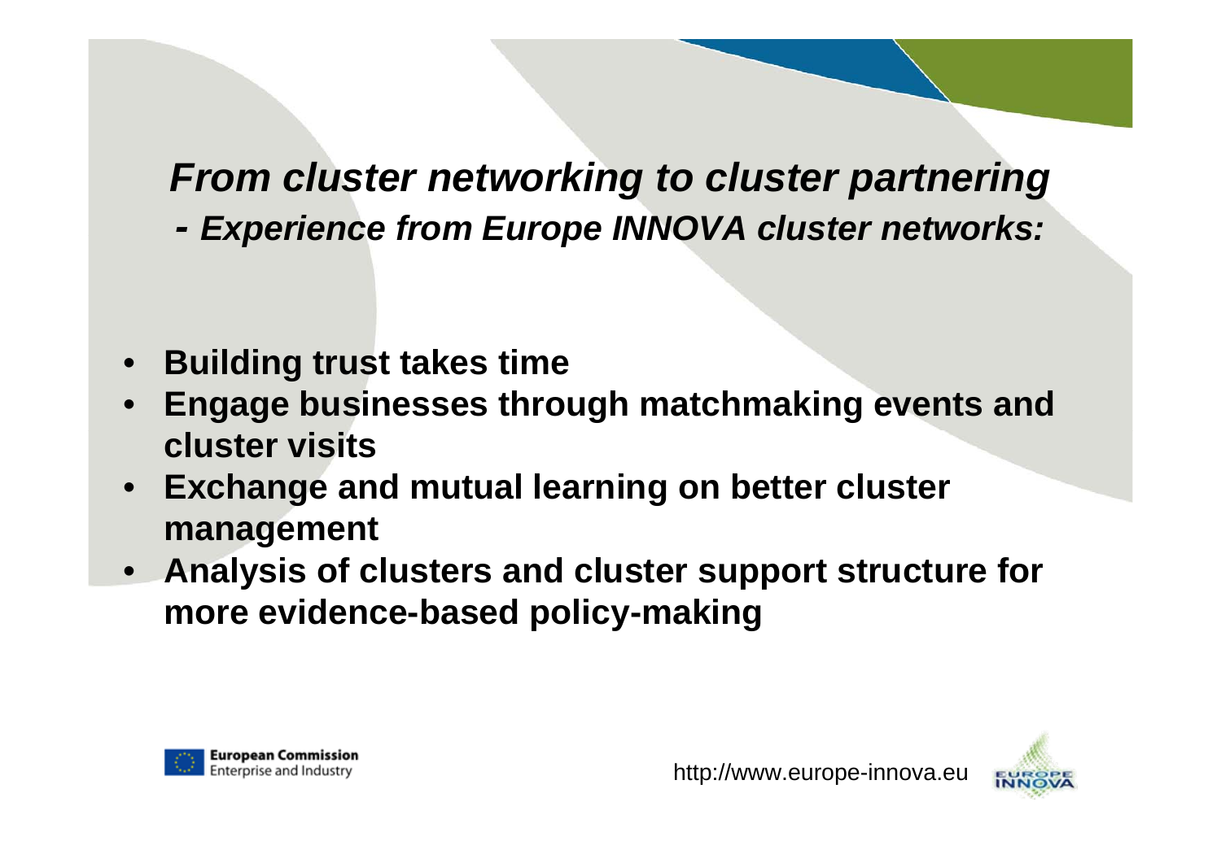## *From cluster networking to cluster partnering*

### *- Experience from Europe INNOVA cluster networks:*

- **Building trust takes time**
- **Engage businesses through matchmaking events and cluster visits**
- **Exchange and mutual learning on better cluster management**
- **Analysis of clusters and cluster support structure for more evidence-based policy-making**

European Commission
Enterprise and Industry

http://www.europe-innova.eu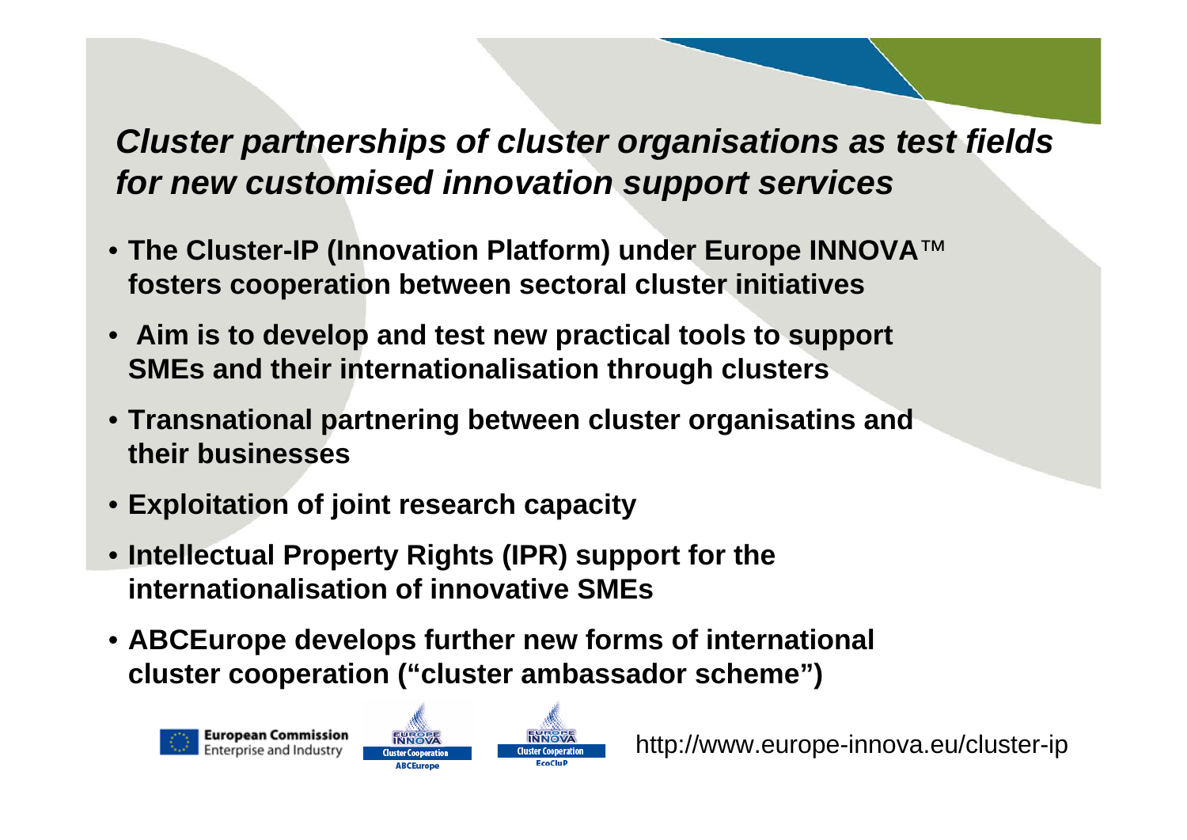## *Cluster partnerships of cluster organisations as test fields for new customised innovation support services*

- **The Cluster-IP (Innovation Platform) under Europe INNOVA™ fosters cooperation between sectoral cluster initiatives**
- **Aim is to develop and test new practical tools to support SMEs and their internationalisation through clusters**
- **Transnational partnering between cluster organisatins and their businesses**
- **Exploitation of joint research capacity**
- **Intellectual Property Rights (IPR) support for the internationalisation of innovative SMEs**
- **ABCEurope develops further new forms of international cluster cooperation ("cluster ambassador scheme")**

European Commission
Enterprise and Industry

EUROPE INNOVA Cluster Cooperation ABCEurope

EUROPE INNOVA Cluster Cooperation EcoCluP

http://www.europe-innova.eu/cluster-ip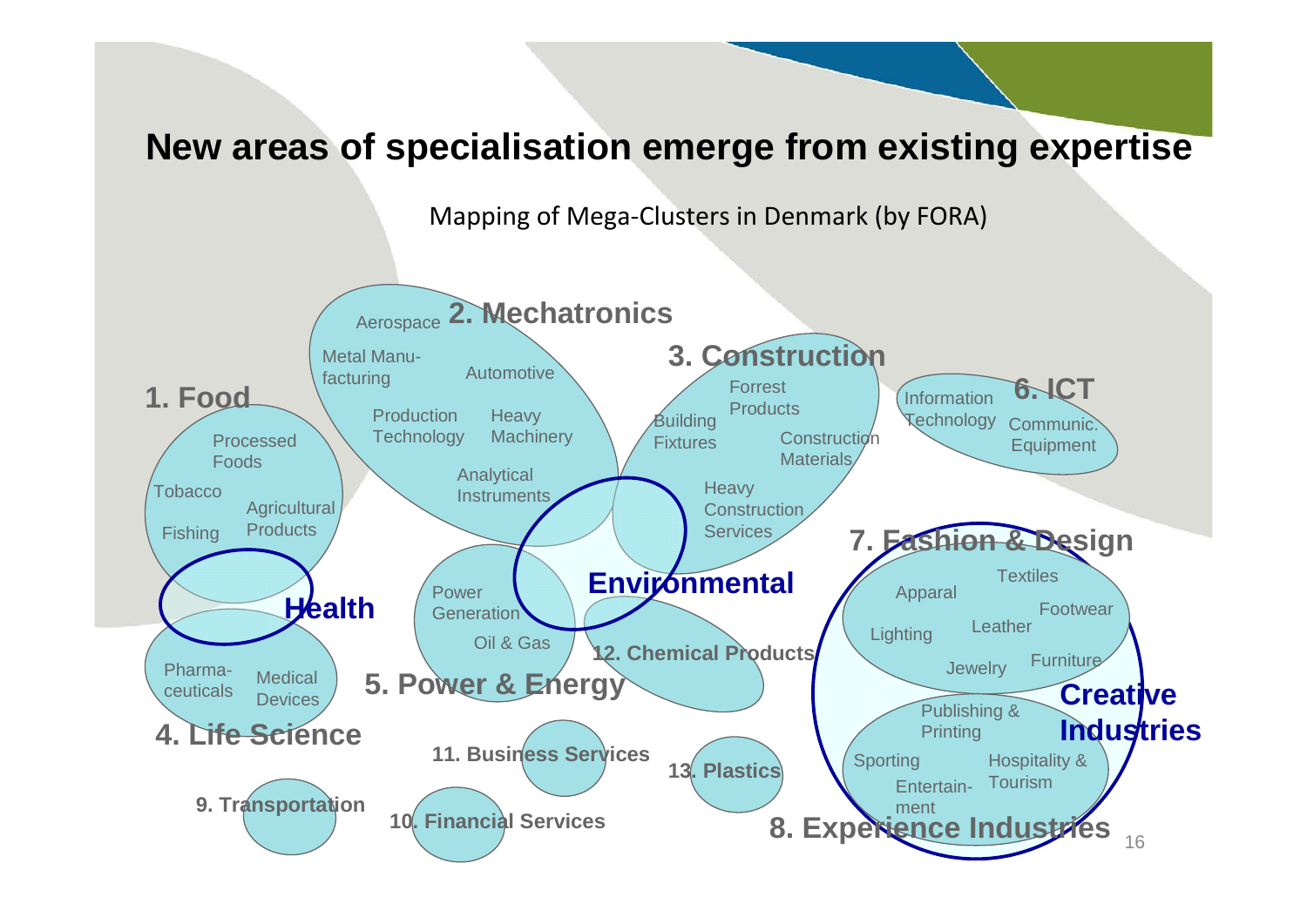# New areas of specialisation emerge from existing expertise

Mapping of Mega-Clusters in Denmark (by FORA)

**1. Food**
- Processed Foods
- Tobacco
- Agricultural Products
- Fishing

**2. Mechatronics**
- Aerospace
- Metal Manu-facturing
- Automotive
- Production Technology
- Heavy Machinery
- Analytical Instruments

**3. Construction**
- Forrest Products
- Building Fixtures
- Construction Materials
- Heavy Construction Services

**4. Life Science**
- Pharma-ceuticals
- Medical Devices

**5. Power & Energy**
- Power Generation
- Oil & Gas

**6. ICT**
- Information Technology
- Communic. Equipment

**7. Fashion & Design**
- Apparal
- Textiles
- Footwear
- Lighting
- Leather
- Jewelry
- Furniture

**8. Experience Industries**
- Publishing & Printing
- Sporting
- Hospitality & Tourism
- Entertain-ment

**9. Transportation**

**10. Financial Services**

**11. Business Services**

**12. Chemical Products**

**13. Plastics**

**Health**

**Environmental**

**Creative Industries**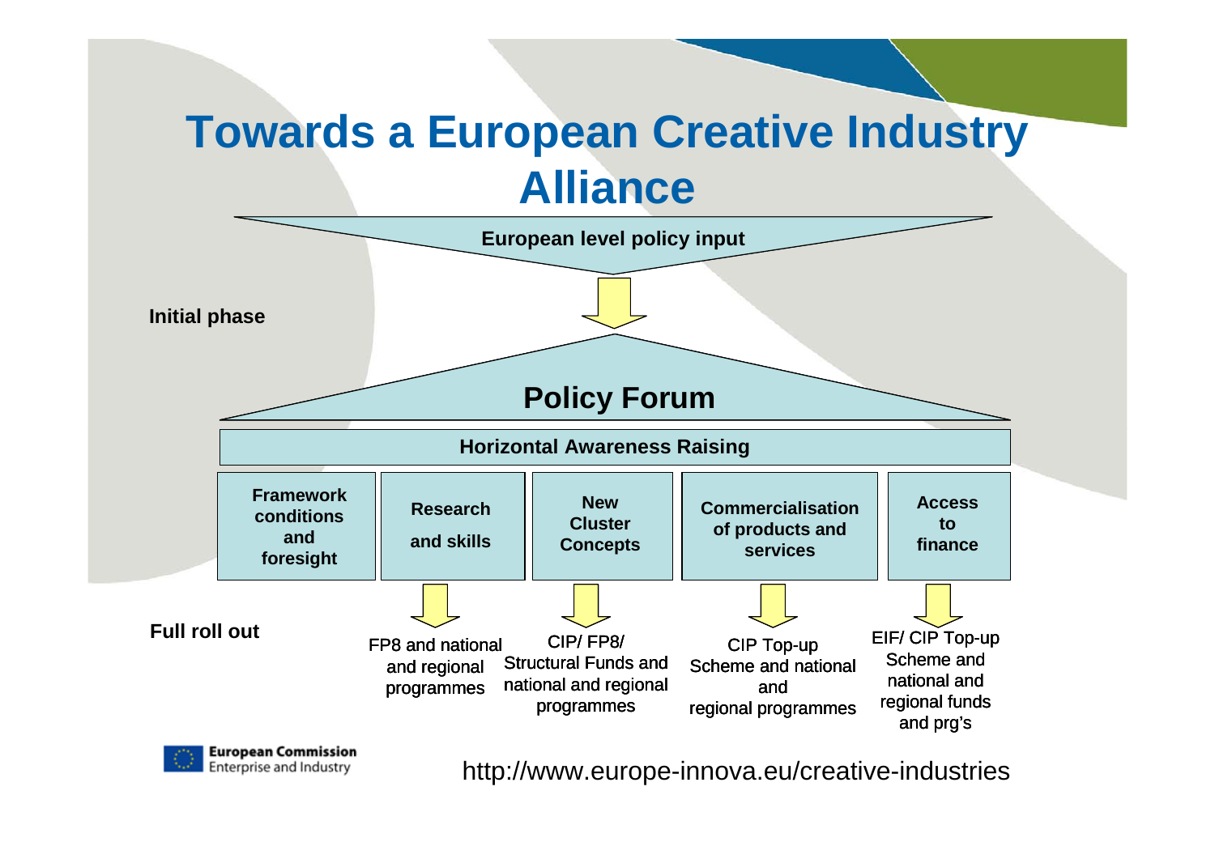# Towards a European Creative Industry Alliance

**European level policy input**

**Initial phase**

**Policy Forum**

**Horizontal Awareness Raising**

| Framework conditions and foresight | Research and skills | New Cluster Concepts | Commercialisation of products and services | Access to finance |
|---|---|---|---|---|

**Full roll out**

- FP8 and national and regional programmes
- CIP/ FP8/ Structural Funds and national and regional programmes
- CIP Top-up Scheme and national and regional programmes
- EIF/ CIP Top-up Scheme and national and regional funds and prg's

**European Commission**
Enterprise and Industry

http://www.europe-innova.eu/creative-industries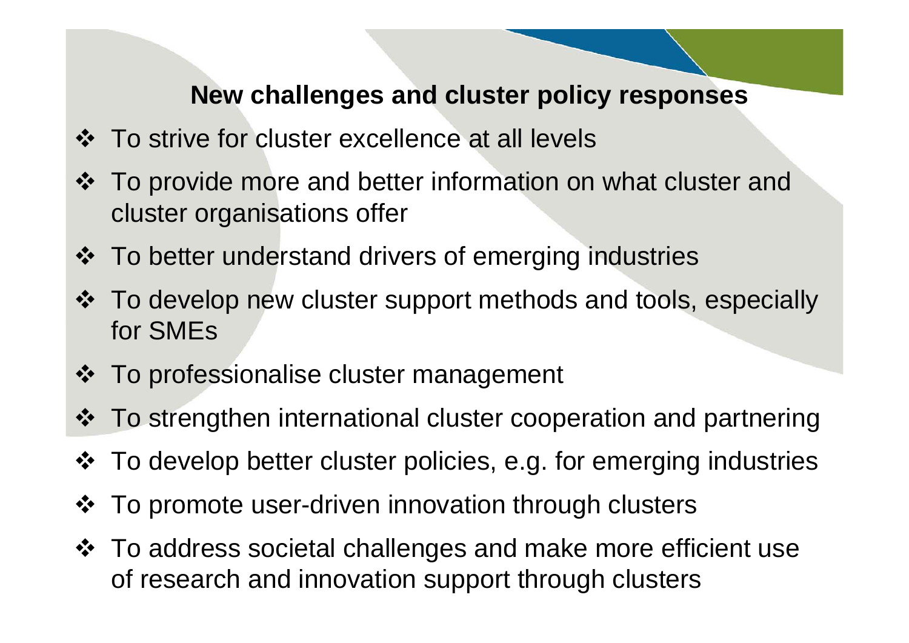## New challenges and cluster policy responses

- To strive for cluster excellence at all levels
- To provide more and better information on what cluster and cluster organisations offer
- To better understand drivers of emerging industries
- To develop new cluster support methods and tools, especially for SMEs
- To professionalise cluster management
- To strengthen international cluster cooperation and partnering
- To develop better cluster policies, e.g. for emerging industries
- To promote user-driven innovation through clusters
- To address societal challenges and make more efficient use of research and innovation support through clusters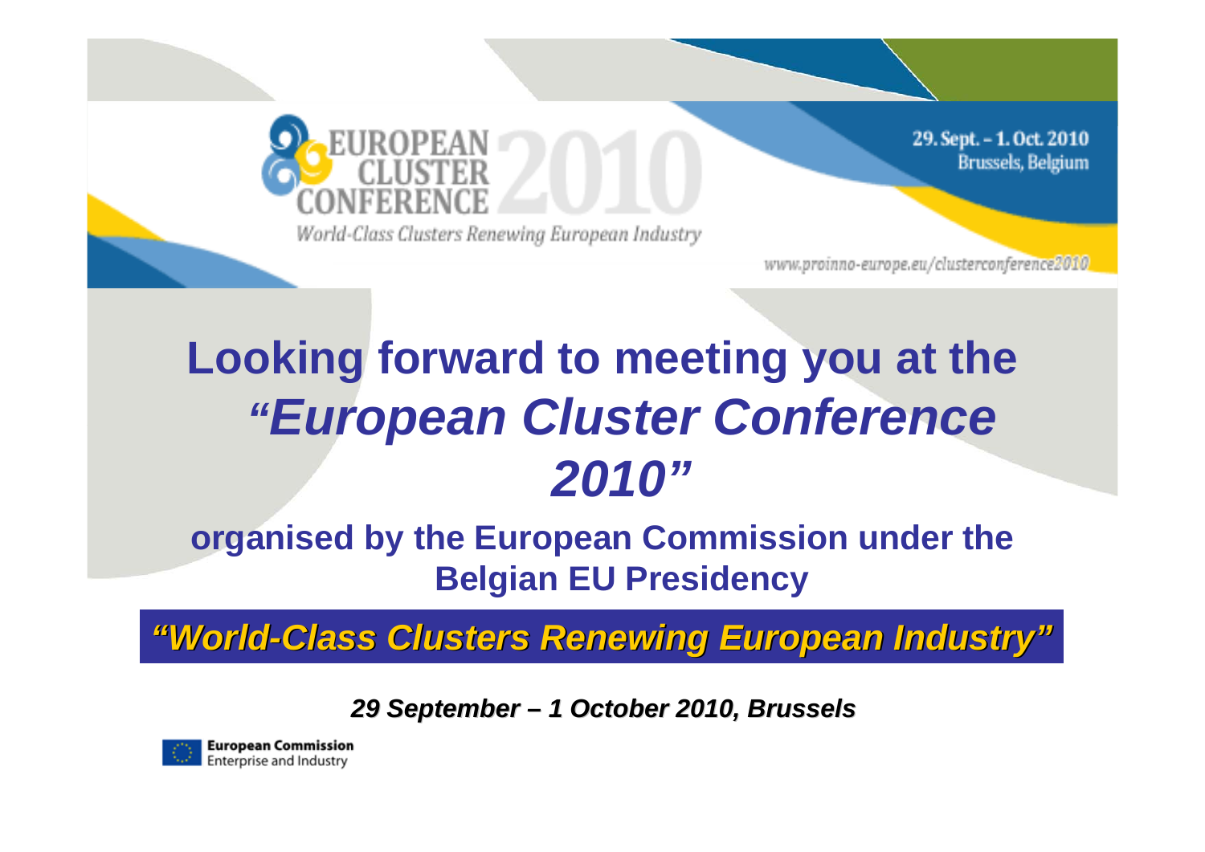EUROPEAN CLUSTER CONFERENCE 2010

World-Class Clusters Renewing European Industry

29. Sept. – 1. Oct. 2010
Brussels, Belgium

www.proinno-europe.eu/clusterconference2010

# Looking forward to meeting you at the *"European Cluster Conference 2010"*

**organised by the European Commission under the Belgian EU Presidency**

***"World-Class Clusters Renewing European Industry"***

***29 September – 1 October 2010, Brussels***

**European Commission**
Enterprise and Industry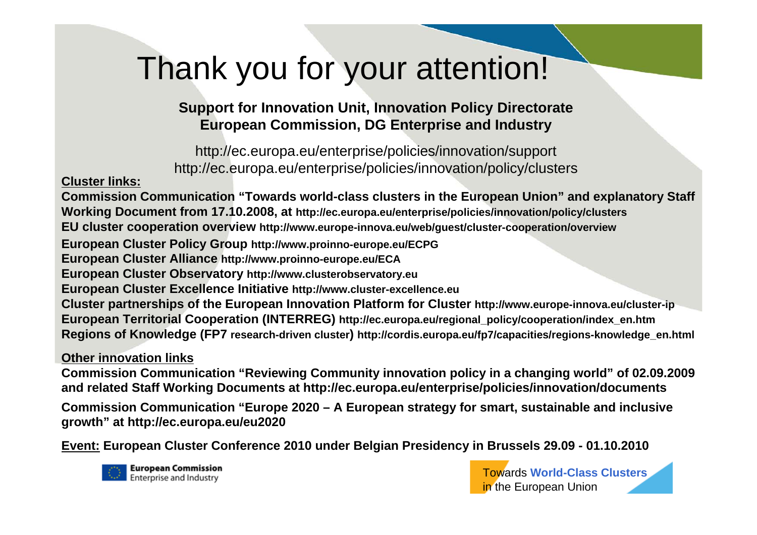# Thank you for your attention!

**Support for Innovation Unit, Innovation Policy Directorate**
**European Commission, DG Enterprise and Industry**

http://ec.europa.eu/enterprise/policies/innovation/support
http://ec.europa.eu/enterprise/policies/innovation/policy/clusters

**Cluster links:**

**Commission Communication "Towards world-class clusters in the European Union" and explanatory Staff Working Document from 17.10.2008, at http://ec.europa.eu/enterprise/policies/innovation/policy/clusters**
**EU cluster cooperation overview http://www.europe-innova.eu/web/guest/cluster-cooperation/overview**
**European Cluster Policy Group http://www.proinno-europe.eu/ECPG**
**European Cluster Alliance http://www.proinno-europe.eu/ECA**
**European Cluster Observatory http://www.clusterobservatory.eu**
**European Cluster Excellence Initiative http://www.cluster-excellence.eu**
**Cluster partnerships of the European Innovation Platform for Cluster http://www.europe-innova.eu/cluster-ip**
**European Territorial Cooperation (INTERREG) http://ec.europa.eu/regional_policy/cooperation/index_en.htm**
**Regions of Knowledge (FP7 research-driven cluster) http://cordis.europa.eu/fp7/capacities/regions-knowledge_en.html**

**Other innovation links**

**Commission Communication "Reviewing Community innovation policy in a changing world" of 02.09.2009 and related Staff Working Documents at http://ec.europa.eu/enterprise/policies/innovation/documents**

**Commission Communication "Europe 2020 – A European strategy for smart, sustainable and inclusive growth" at http://ec.europa.eu/eu2020**

**Event: European Cluster Conference 2010 under Belgian Presidency in Brussels 29.09 - 01.10.2010**

European Commission
Enterprise and Industry

Towards **World-Class Clusters** in the European Union